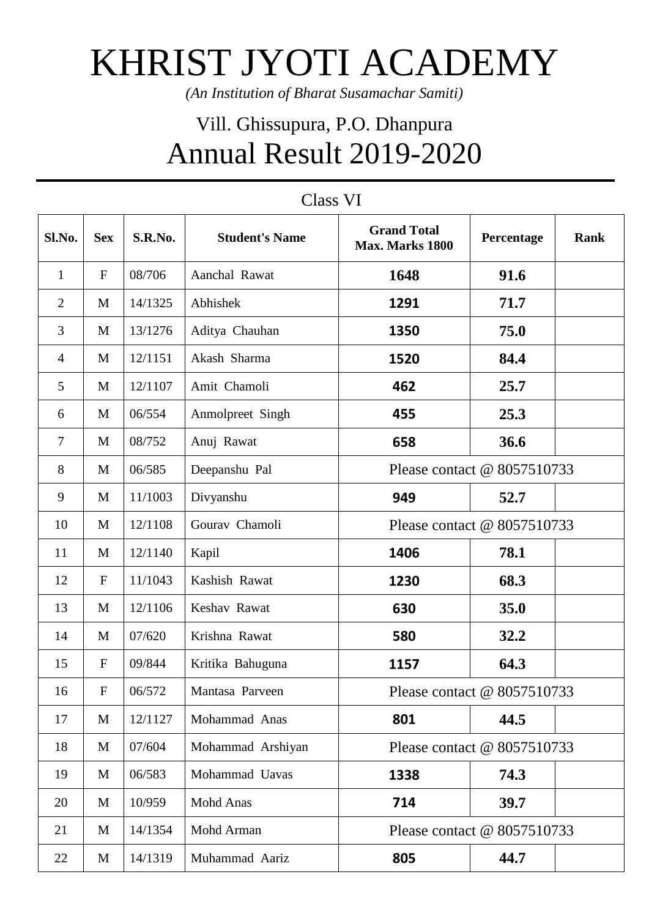# KHRIST JYOTI ACADEMY

*(An Institution of Bharat Susamachar Samiti)*

## Vill. Ghissupura, P.O. Dhanpura

## Annual Result 2019-2020

### Class VI

| Sl.No. | Sex | S.R.No. | Student's Name | Grand Total Max. Marks 1800 | Percentage | Rank |
|---|---|---|---|---|---|---|
| 1 | F | 08/706 | Aanchal Rawat | **1648** | **91.6** | |
| 2 | M | 14/1325 | Abhishek | **1291** | **71.7** | |
| 3 | M | 13/1276 | Aditya Chauhan | **1350** | **75.0** | |
| 4 | M | 12/1151 | Akash Sharma | **1520** | **84.4** | |
| 5 | M | 12/1107 | Amit Chamoli | **462** | **25.7** | |
| 6 | M | 06/554 | Anmolpreet Singh | **455** | **25.3** | |
| 7 | M | 08/752 | Anuj Rawat | **658** | **36.6** | |
| 8 | M | 06/585 | Deepanshu Pal | Please contact @ 8057510733 | | |
| 9 | M | 11/1003 | Divyanshu | **949** | **52.7** | |
| 10 | M | 12/1108 | Gourav Chamoli | Please contact @ 8057510733 | | |
| 11 | M | 12/1140 | Kapil | **1406** | **78.1** | |
| 12 | F | 11/1043 | Kashish Rawat | **1230** | **68.3** | |
| 13 | M | 12/1106 | Keshav Rawat | **630** | **35.0** | |
| 14 | M | 07/620 | Krishna Rawat | **580** | **32.2** | |
| 15 | F | 09/844 | Kritika Bahuguna | **1157** | **64.3** | |
| 16 | F | 06/572 | Mantasa Parveen | Please contact @ 8057510733 | | |
| 17 | M | 12/1127 | Mohammad Anas | **801** | **44.5** | |
| 18 | M | 07/604 | Mohammad Arshiyan | Please contact @ 8057510733 | | |
| 19 | M | 06/583 | Mohammad Uavas | **1338** | **74.3** | |
| 20 | M | 10/959 | Mohd Anas | **714** | **39.7** | |
| 21 | M | 14/1354 | Mohd Arman | Please contact @ 8057510733 | | |
| 22 | M | 14/1319 | Muhammad Aariz | **805** | **44.7** | |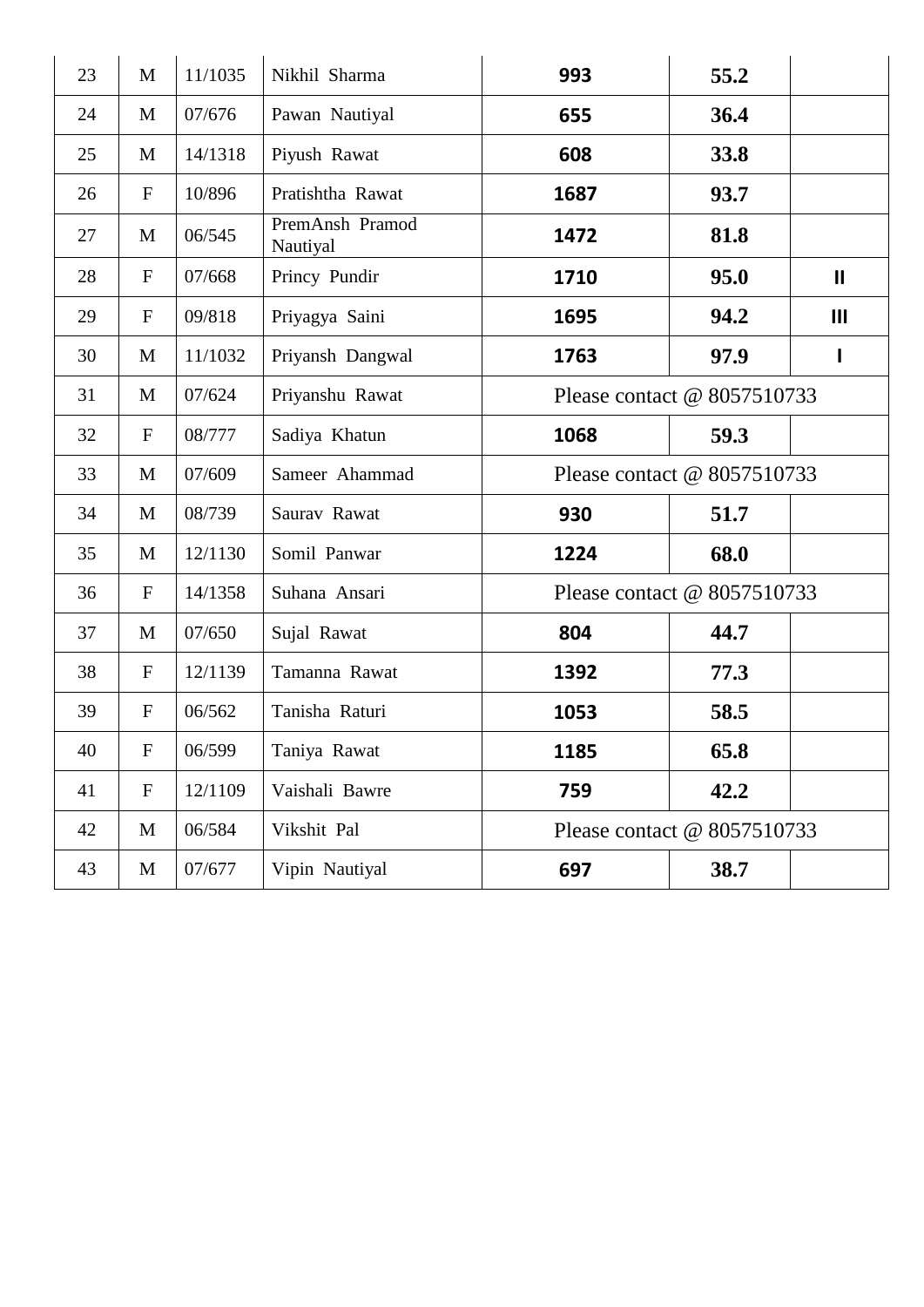| | | | | | | |
|---|---|---|---|---|---|---|
| 23 | M | 11/1035 | Nikhil Sharma | **993** | **55.2** | |
| 24 | M | 07/676 | Pawan Nautiyal | **655** | **36.4** | |
| 25 | M | 14/1318 | Piyush Rawat | **608** | **33.8** | |
| 26 | F | 10/896 | Pratishtha Rawat | **1687** | **93.7** | |
| 27 | M | 06/545 | PremAnsh Pramod Nautiyal | **1472** | **81.8** | |
| 28 | F | 07/668 | Princy Pundir | **1710** | **95.0** | **II** |
| 29 | F | 09/818 | Priyagya Saini | **1695** | **94.2** | **III** |
| 30 | M | 11/1032 | Priyansh Dangwal | **1763** | **97.9** | **I** |
| 31 | M | 07/624 | Priyanshu Rawat | Please contact @ 8057510733 | | |
| 32 | F | 08/777 | Sadiya Khatun | **1068** | **59.3** | |
| 33 | M | 07/609 | Sameer Ahammad | Please contact @ 8057510733 | | |
| 34 | M | 08/739 | Saurav Rawat | **930** | **51.7** | |
| 35 | M | 12/1130 | Somil Panwar | **1224** | **68.0** | |
| 36 | F | 14/1358 | Suhana Ansari | Please contact @ 8057510733 | | |
| 37 | M | 07/650 | Sujal Rawat | **804** | **44.7** | |
| 38 | F | 12/1139 | Tamanna Rawat | **1392** | **77.3** | |
| 39 | F | 06/562 | Tanisha Raturi | **1053** | **58.5** | |
| 40 | F | 06/599 | Taniya Rawat | **1185** | **65.8** | |
| 41 | F | 12/1109 | Vaishali Bawre | **759** | **42.2** | |
| 42 | M | 06/584 | Vikshit Pal | Please contact @ 8057510733 | | |
| 43 | M | 07/677 | Vipin Nautiyal | **697** | **38.7** | |